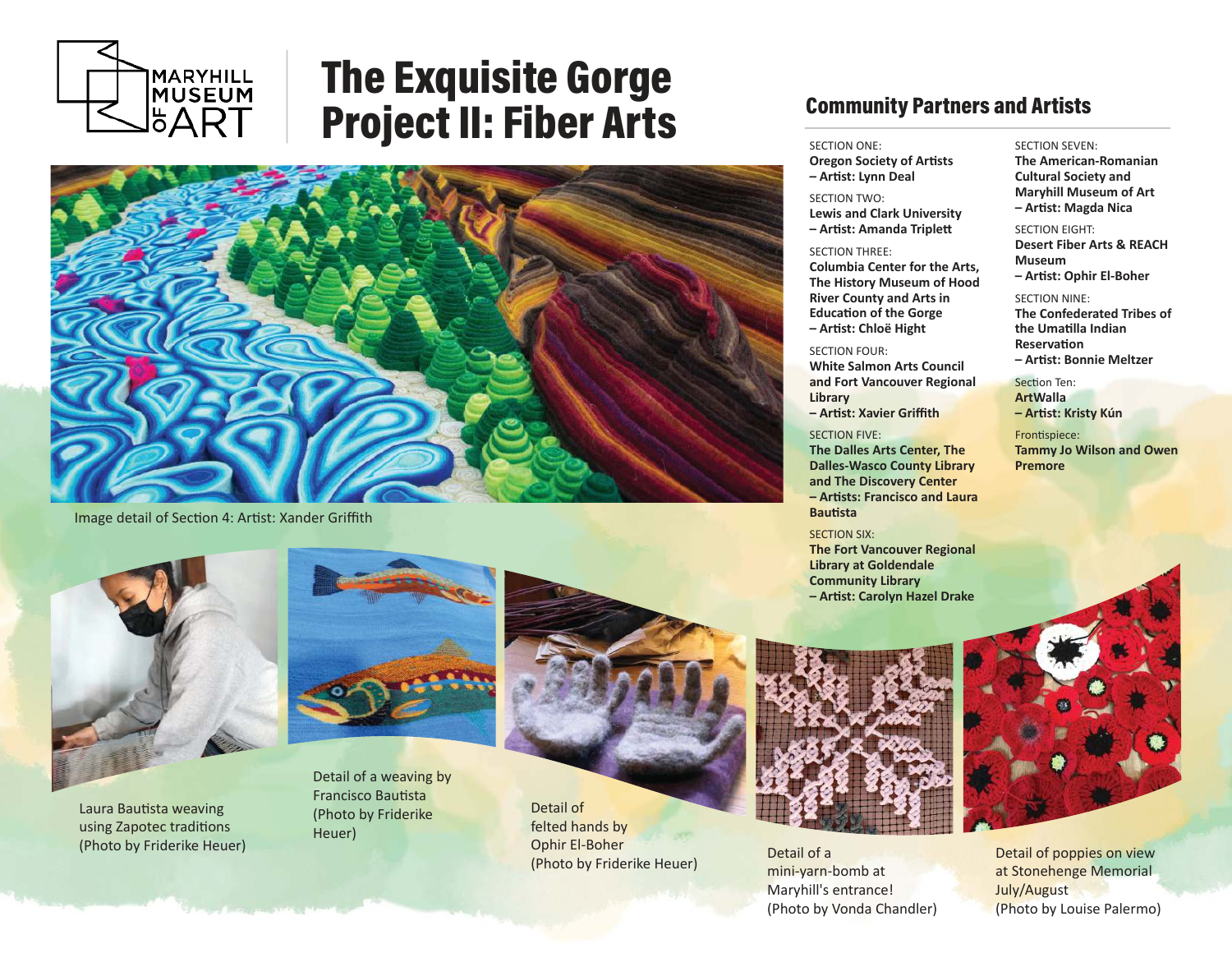MARYHILL MUSEUM OF ART

# The Exquisite Gorge Project II: Fiber Arts

Image detail of Section 4: Artist: Xander Griffith

## Community Partners and Artists

SECTION ONE:
**Oregon Society of Artists – Artist: Lynn Deal**

SECTION TWO:
**Lewis and Clark University – Artist: Amanda Triplett**

SECTION THREE:
**Columbia Center for the Arts, The History Museum of Hood River County and Arts in Education of the Gorge – Artist: Chloë Hight**

SECTION FOUR:
**White Salmon Arts Council and Fort Vancouver Regional Library – Artist: Xavier Griffith**

SECTION FIVE:
**The Dalles Arts Center, The Dalles-Wasco County Library and The Discovery Center – Artists: Francisco and Laura Bautista**

SECTION SIX:
**The Fort Vancouver Regional Library at Goldendale Community Library – Artist: Carolyn Hazel Drake**

SECTION SEVEN:
**The American-Romanian Cultural Society and Maryhill Museum of Art – Artist: Magda Nica**

SECTION EIGHT:
**Desert Fiber Arts & REACH Museum – Artist: Ophir El-Boher**

SECTION NINE:
**The Confederated Tribes of the Umatilla Indian Reservation – Artist: Bonnie Meltzer**

Section Ten:
**ArtWalla – Artist: Kristy Kún**

Frontispiece:
**Tammy Jo Wilson and Owen Premore**

Laura Bautista weaving using Zapotec traditions (Photo by Friderike Heuer)

Detail of a weaving by Francisco Bautista (Photo by Friderike Heuer)

Detail of felted hands by Ophir El-Boher (Photo by Friderike Heuer)

Detail of a mini-yarn-bomb at Maryhill's entrance! (Photo by Vonda Chandler)

Detail of poppies on view at Stonehenge Memorial July/August (Photo by Louise Palermo)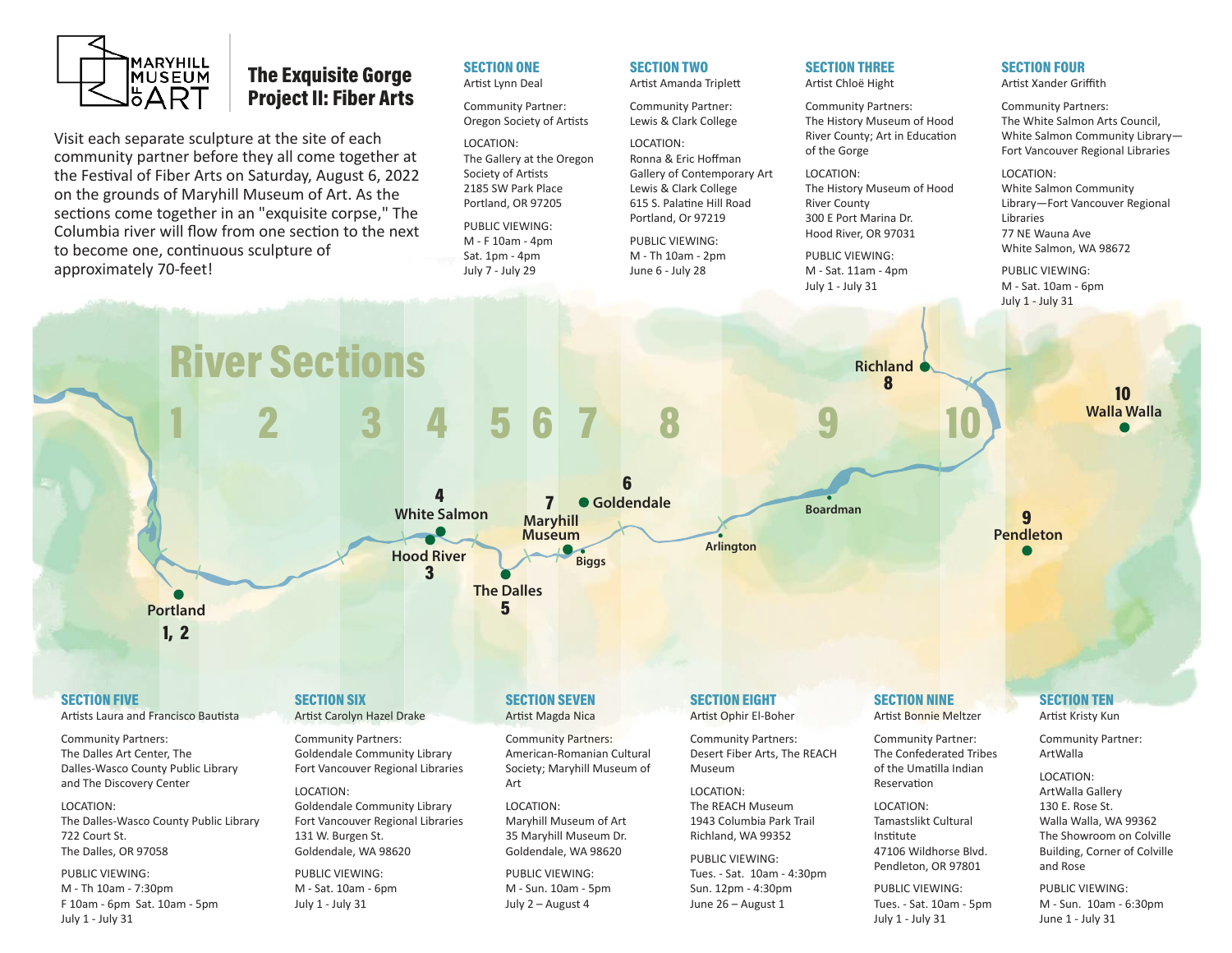MARYHILL MUSEUM of ART

# The Exquisite Gorge Project II: Fiber Arts

Visit each separate sculpture at the site of each community partner before they all come together at the Festival of Fiber Arts on Saturday, August 6, 2022 on the grounds of Maryhill Museum of Art. As the sections come together in an "exquisite corpse," The Columbia river will flow from one section to the next to become one, continuous sculpture of approximately 70-feet!

## SECTION ONE

Artist Lynn Deal

Community Partner:
Oregon Society of Artists

LOCATION:
The Gallery at the Oregon Society of Artists
2185 SW Park Place
Portland, OR 97205

PUBLIC VIEWING:
M - F 10am - 4pm
Sat. 1pm - 4pm
July 7 - July 29

## SECTION TWO

Artist Amanda Triplett

Community Partner:
Lewis & Clark College

LOCATION:
Ronna & Eric Hoffman Gallery of Contemporary Art
Lewis & Clark College
615 S. Palatine Hill Road
Portland, Or 97219

PUBLIC VIEWING:
M - Th 10am - 2pm
June 6 - July 28

## SECTION THREE

Artist Chloë Hight

Community Partners:
The History Museum of Hood River County; Art in Education of the Gorge

LOCATION:
The History Museum of Hood River County
300 E Port Marina Dr.
Hood River, OR 97031

PUBLIC VIEWING:
M - Sat. 11am - 4pm
July 1 - July 31

## SECTION FOUR

Artist Xander Griffith

Community Partners:
The White Salmon Arts Council, White Salmon Community Library—Fort Vancouver Regional Libraries

LOCATION:
White Salmon Community Library—Fort Vancouver Regional Libraries
77 NE Wauna Ave
White Salmon, WA 98672

PUBLIC VIEWING:
M - Sat. 10am - 6pm
July 1 - July 31

## River Sections

1 2 3 4 5 6 7 8 9 10

Portland 1, 2
Hood River 3
White Salmon 4
The Dalles 5
Goldendale 6
Maryhill Museum 7
Biggs
Arlington
Boardman
Richland 8
Pendleton 9
Walla Walla 10

## SECTION FIVE

Artists Laura and Francisco Bautista

Community Partners:
The Dalles Art Center, The Dalles-Wasco County Public Library and The Discovery Center

LOCATION:
The Dalles-Wasco County Public Library
722 Court St.
The Dalles, OR 97058

PUBLIC VIEWING:
M - Th 10am - 7:30pm
F 10am - 6pm Sat. 10am - 5pm
July 1 - July 31

## SECTION SIX

Artist Carolyn Hazel Drake

Community Partners:
Goldendale Community Library
Fort Vancouver Regional Libraries

LOCATION:
Goldendale Community Library
Fort Vancouver Regional Libraries
131 W. Burgen St.
Goldendale, WA 98620

PUBLIC VIEWING:
M - Sat. 10am - 6pm
July 1 - July 31

## SECTION SEVEN

Artist Magda Nica

Community Partners:
American-Romanian Cultural Society; Maryhill Museum of Art

LOCATION:
Maryhill Museum of Art
35 Maryhill Museum Dr.
Goldendale, WA 98620

PUBLIC VIEWING:
M - Sun. 10am - 5pm
July 2 – August 4

## SECTION EIGHT

Artist Ophir El-Boher

Community Partners:
Desert Fiber Arts, The REACH Museum

LOCATION:
The REACH Museum
1943 Columbia Park Trail
Richland, WA 99352

PUBLIC VIEWING:
Tues. - Sat. 10am - 4:30pm
Sun. 12pm - 4:30pm
June 26 – August 1

## SECTION NINE

Artist Bonnie Meltzer

Community Partner:
The Confederated Tribes of the Umatilla Indian Reservation

LOCATION:
Tamastslikt Cultural Institute
47106 Wildhorse Blvd.
Pendleton, OR 97801

PUBLIC VIEWING:
Tues. - Sat. 10am - 5pm
July 1 - July 31

## SECTION TEN

Artist Kristy Kun

Community Partner:
ArtWalla

LOCATION:
ArtWalla Gallery
130 E. Rose St.
Walla Walla, WA 99362
The Showroom on Colville Building, Corner of Colville and Rose

PUBLIC VIEWING:
M - Sun. 10am - 6:30pm
June 1 - July 31